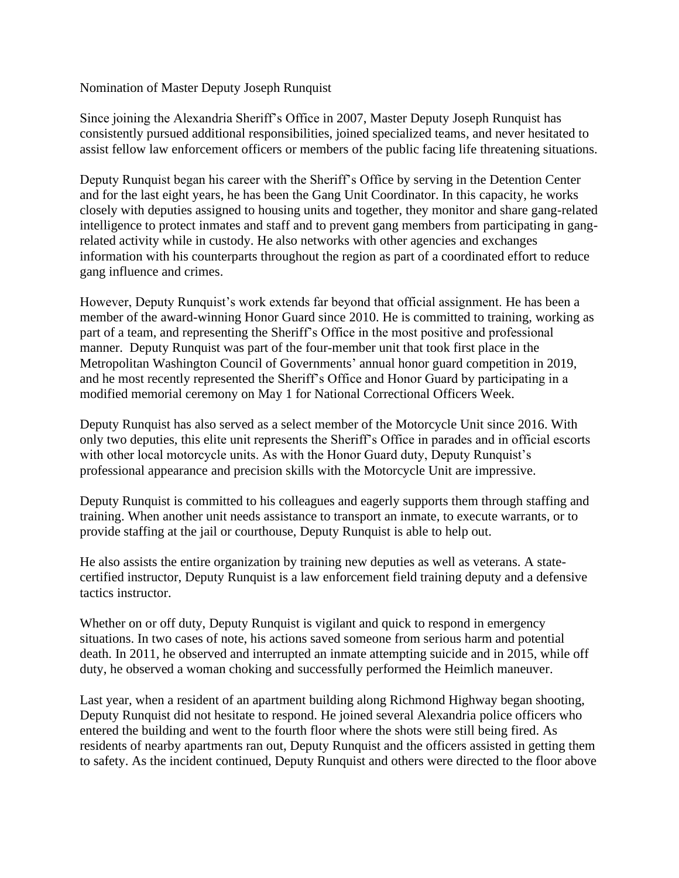Nomination of Master Deputy Joseph Runquist

Since joining the Alexandria Sheriff's Office in 2007, Master Deputy Joseph Runquist has consistently pursued additional responsibilities, joined specialized teams, and never hesitated to assist fellow law enforcement officers or members of the public facing life threatening situations.

Deputy Runquist began his career with the Sheriff's Office by serving in the Detention Center and for the last eight years, he has been the Gang Unit Coordinator. In this capacity, he works closely with deputies assigned to housing units and together, they monitor and share gang-related intelligence to protect inmates and staff and to prevent gang members from participating in gang-related activity while in custody. He also networks with other agencies and exchanges information with his counterparts throughout the region as part of a coordinated effort to reduce gang influence and crimes.

However, Deputy Runquist's work extends far beyond that official assignment. He has been a member of the award-winning Honor Guard since 2010. He is committed to training, working as part of a team, and representing the Sheriff's Office in the most positive and professional manner. Deputy Runquist was part of the four-member unit that took first place in the Metropolitan Washington Council of Governments' annual honor guard competition in 2019, and he most recently represented the Sheriff's Office and Honor Guard by participating in a modified memorial ceremony on May 1 for National Correctional Officers Week.

Deputy Runquist has also served as a select member of the Motorcycle Unit since 2016. With only two deputies, this elite unit represents the Sheriff's Office in parades and in official escorts with other local motorcycle units. As with the Honor Guard duty, Deputy Runquist's professional appearance and precision skills with the Motorcycle Unit are impressive.

Deputy Runquist is committed to his colleagues and eagerly supports them through staffing and training. When another unit needs assistance to transport an inmate, to execute warrants, or to provide staffing at the jail or courthouse, Deputy Runquist is able to help out.

He also assists the entire organization by training new deputies as well as veterans. A state-certified instructor, Deputy Runquist is a law enforcement field training deputy and a defensive tactics instructor.

Whether on or off duty, Deputy Runquist is vigilant and quick to respond in emergency situations. In two cases of note, his actions saved someone from serious harm and potential death. In 2011, he observed and interrupted an inmate attempting suicide and in 2015, while off duty, he observed a woman choking and successfully performed the Heimlich maneuver.

Last year, when a resident of an apartment building along Richmond Highway began shooting, Deputy Runquist did not hesitate to respond. He joined several Alexandria police officers who entered the building and went to the fourth floor where the shots were still being fired. As residents of nearby apartments ran out, Deputy Runquist and the officers assisted in getting them to safety. As the incident continued, Deputy Runquist and others were directed to the floor above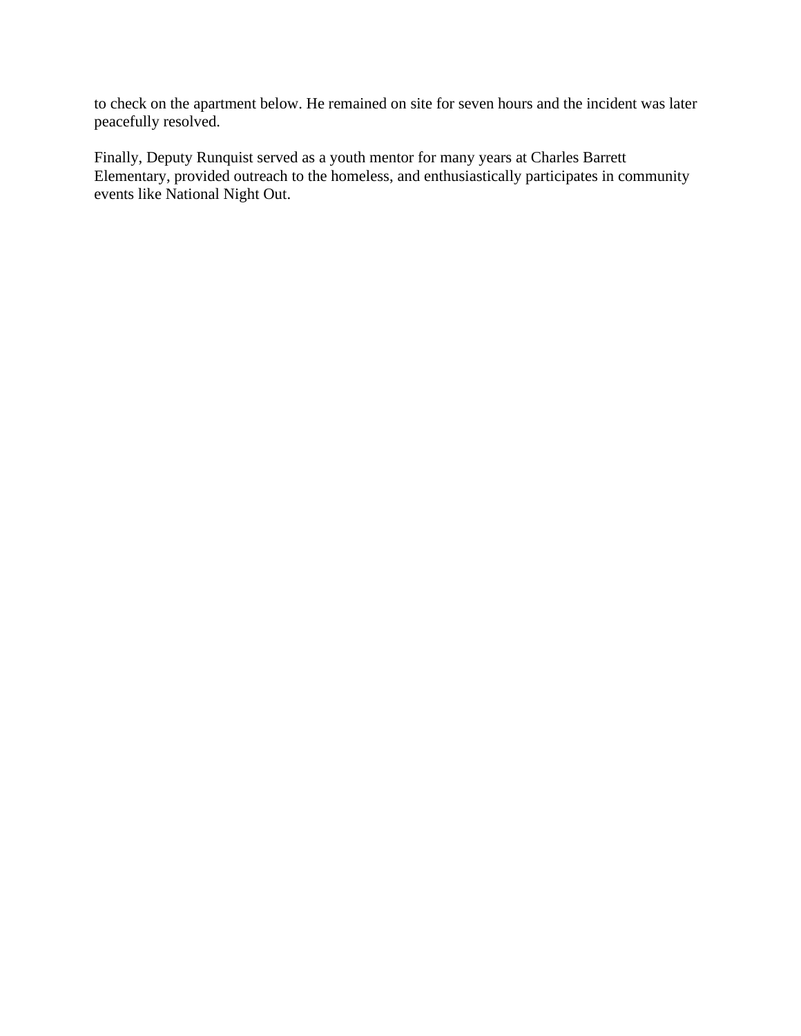to check on the apartment below. He remained on site for seven hours and the incident was later peacefully resolved.

Finally, Deputy Runquist served as a youth mentor for many years at Charles Barrett Elementary, provided outreach to the homeless, and enthusiastically participates in community events like National Night Out.